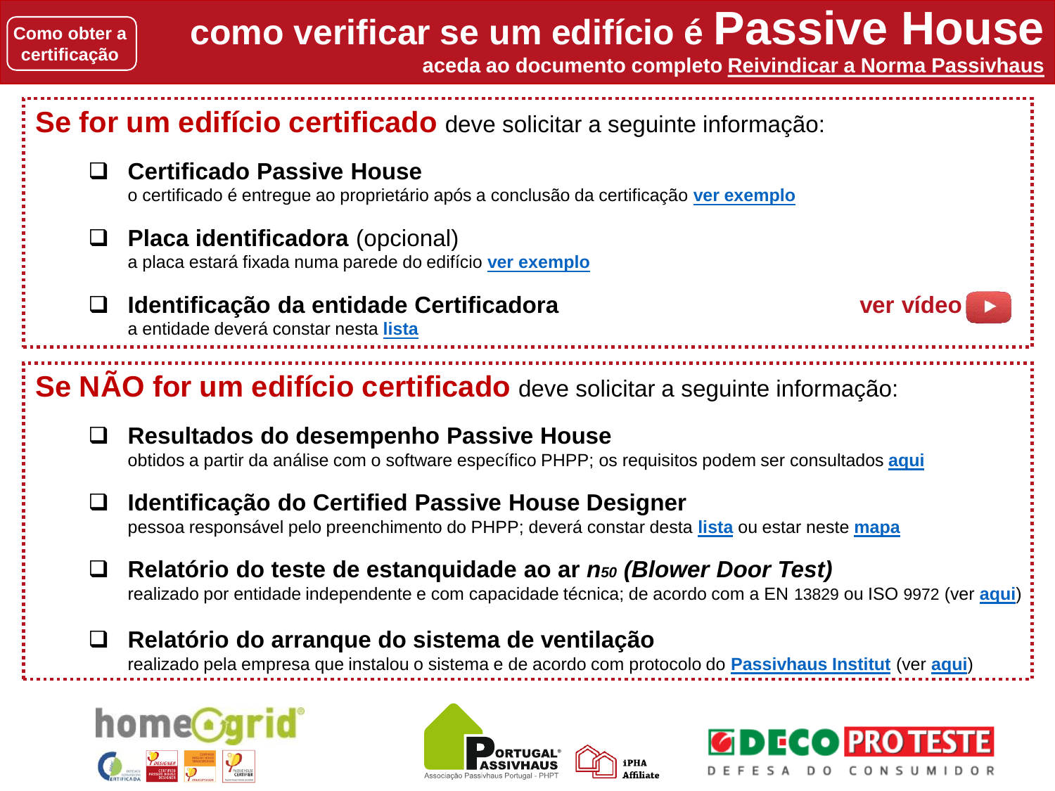Como obter a certificação

# como verificar se um edifício é Passive House

aceda ao documento completo **Reivindicar a Norma Passivhaus**

## Se for um edifício certificado deve solicitar a seguinte informação:

- **Certificado Passive House**
  o certificado é entregue ao proprietário após a conclusão da certificação **ver exemplo**
- **Placa identificadora** (opcional)
  a placa estará fixada numa parede do edifício **ver exemplo**
- **Identificação da entidade Certificadora**
  a entidade deverá constar nesta **lista**

**ver vídeo**

## Se NÃO for um edifício certificado deve solicitar a seguinte informação:

- **Resultados do desempenho Passive House**
  obtidos a partir da análise com o software específico PHPP; os requisitos podem ser consultados **aqui**
- **Identificação do Certified Passive House Designer**
  pessoa responsável pelo preenchimento do PHPP; deverá constar desta **lista** ou estar neste **mapa**
- **Relatório do teste de estanquidade ao ar $n_{50}$ *(Blower Door Test)***
  realizado por entidade independente e com capacidade técnica; de acordo com a EN 13829 ou ISO 9972 (ver **aqui**)
- **Relatório do arranque do sistema de ventilação**
  realizado pela empresa que instalou o sistema e de acordo com protocolo do **Passivhaus Institut** (ver **aqui**)

homegrid® — Portugal Passivhaus, Associação Passivhaus Portugal - PHPT — iPHA Affiliate — DECO PROTESTE, DEFESA DO CONSUMIDOR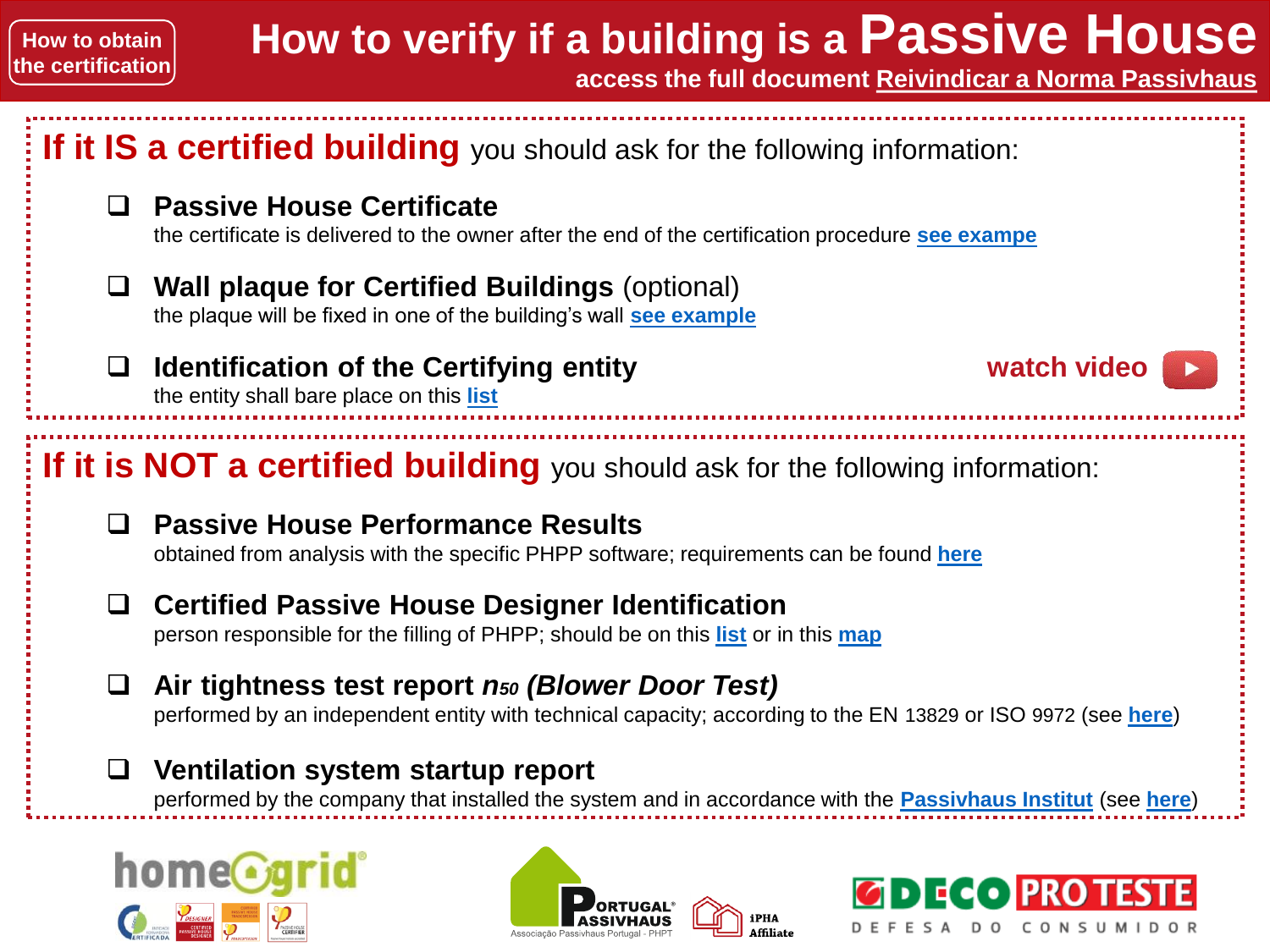How to obtain the certification

# How to verify if a building is a Passive House

access the full document Reivindicar a Norma Passivhaus

## If it IS a certified building you should ask for the following information:

- **Passive House Certificate**
  the certificate is delivered to the owner after the end of the certification procedure see exampe
- **Wall plaque for Certified Buildings** (optional)
  the plaque will be fixed in one of the building's wall see example
- **Identification of the Certifying entity**
  the entity shall bare place on this list

watch video

## If it is NOT a certified building you should ask for the following information:

- **Passive House Performance Results**
  obtained from analysis with the specific PHPP software; requirements can be found here
- **Certified Passive House Designer Identification**
  person responsible for the filling of PHPP; should be on this list or in this map
- **Air tightness test report $n_{50}$ *(Blower Door Test)***
  performed by an independent entity with technical capacity; according to the EN 13829 or ISO 9972 (see here)
- **Ventilation system startup report**
  performed by the company that installed the system and in accordance with the Passivhaus Institut (see here)

homegrid

Portugal Passivhaus – Associação Passivhaus Portugal - PHPT

iPHA Affiliate

DECO PROTESTE – DEFESA DO CONSUMIDOR